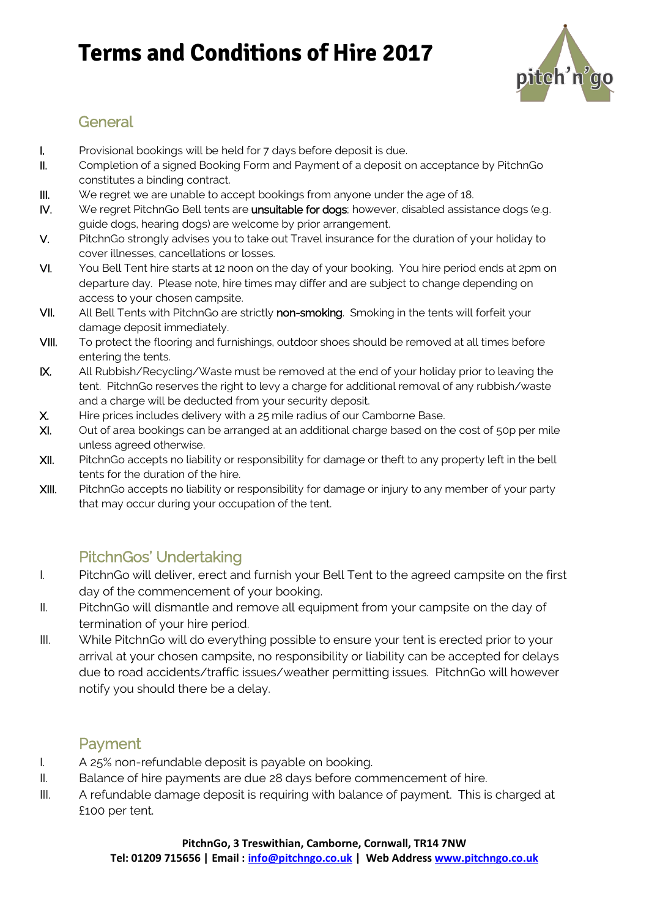# Terms and Conditions of Hire 2017

## General

- I. Provisional bookings will be held for 7 days before deposit is due.
- II. Completion of a signed Booking Form and Payment of a deposit on acceptance by PitchnGo constitutes a binding contract.
- III. We regret we are unable to accept bookings from anyone under the age of 18.
- IV. We regret PitchnGo Bell tents are **unsuitable for dogs**; however, disabled assistance dogs (e.g. guide dogs, hearing dogs) are welcome by prior arrangement.
- V. PitchnGo strongly advises you to take out Travel insurance for the duration of your holiday to cover illnesses, cancellations or losses.
- VI. You Bell Tent hire starts at 12 noon on the day of your booking. You hire period ends at 2pm on departure day. Please note, hire times may differ and are subject to change depending on access to your chosen campsite.
- VII. All Bell Tents with PitchnGo are strictly **non-smoking**. Smoking in the tents will forfeit your damage deposit immediately.
- VIII. To protect the flooring and furnishings, outdoor shoes should be removed at all times before entering the tents.
- IX. All Rubbish/Recycling/Waste must be removed at the end of your holiday prior to leaving the tent. PitchnGo reserves the right to levy a charge for additional removal of any rubbish/waste and a charge will be deducted from your security deposit.
- X. Hire prices includes delivery with a 25 mile radius of our Camborne Base.
- XI. Out of area bookings can be arranged at an additional charge based on the cost of 50p per mile unless agreed otherwise.
- XII. PitchnGo accepts no liability or responsibility for damage or theft to any property left in the bell tents for the duration of the hire.
- XIII. PitchnGo accepts no liability or responsibility for damage or injury to any member of your party that may occur during your occupation of the tent.

## PitchnGos' Undertaking

- I. PitchnGo will deliver, erect and furnish your Bell Tent to the agreed campsite on the first day of the commencement of your booking.
- II. PitchnGo will dismantle and remove all equipment from your campsite on the day of termination of your hire period.
- III. While PitchnGo will do everything possible to ensure your tent is erected prior to your arrival at your chosen campsite, no responsibility or liability can be accepted for delays due to road accidents/traffic issues/weather permitting issues. PitchnGo will however notify you should there be a delay.

## Payment

- I. A 25% non-refundable deposit is payable on booking.
- II. Balance of hire payments are due 28 days before commencement of hire.
- III. A refundable damage deposit is requiring with balance of payment. This is charged at £100 per tent.

**PitchnGo, 3 Treswithian, Camborne, Cornwall, TR14 7NW**
**Tel: 01209 715656 | Email : info@pitchngo.co.uk | Web Address www.pitchngo.co.uk**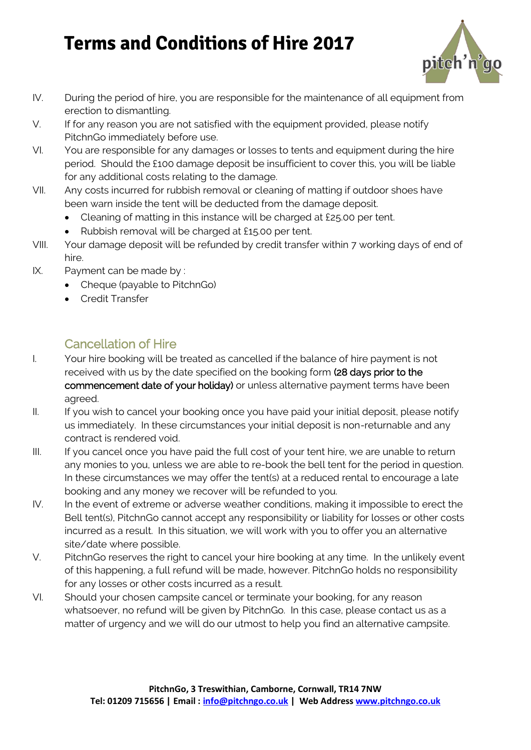IV. During the period of hire, you are responsible for the maintenance of all equipment from erection to dismantling.

V. If for any reason you are not satisfied with the equipment provided, please notify PitchnGo immediately before use.

VI. You are responsible for any damages or losses to tents and equipment during the hire period. Should the £100 damage deposit be insufficient to cover this, you will be liable for any additional costs relating to the damage.

VII. Any costs incurred for rubbish removal or cleaning of matting if outdoor shoes have been warn inside the tent will be deducted from the damage deposit.

- Cleaning of matting in this instance will be charged at £25.00 per tent.
- Rubbish removal will be charged at £15.00 per tent.

VIII. Your damage deposit will be refunded by credit transfer within 7 working days of end of hire.

IX. Payment can be made by :

- Cheque (payable to PitchnGo)
- Credit Transfer

## Cancellation of Hire

I. Your hire booking will be treated as cancelled if the balance of hire payment is not received with us by the date specified on the booking form **(28 days prior to the commencement date of your holiday)** or unless alternative payment terms have been agreed.

II. If you wish to cancel your booking once you have paid your initial deposit, please notify us immediately. In these circumstances your initial deposit is non-returnable and any contract is rendered void.

III. If you cancel once you have paid the full cost of your tent hire, we are unable to return any monies to you, unless we are able to re-book the bell tent for the period in question. In these circumstances we may offer the tent(s) at a reduced rental to encourage a late booking and any money we recover will be refunded to you.

IV. In the event of extreme or adverse weather conditions, making it impossible to erect the Bell tent(s), PitchnGo cannot accept any responsibility or liability for losses or other costs incurred as a result. In this situation, we will work with you to offer you an alternative site/date where possible.

V. PitchnGo reserves the right to cancel your hire booking at any time. In the unlikely event of this happening, a full refund will be made, however. PitchnGo holds no responsibility for any losses or other costs incurred as a result.

VI. Should your chosen campsite cancel or terminate your booking, for any reason whatsoever, no refund will be given by PitchnGo. In this case, please contact us as a matter of urgency and we will do our utmost to help you find an alternative campsite.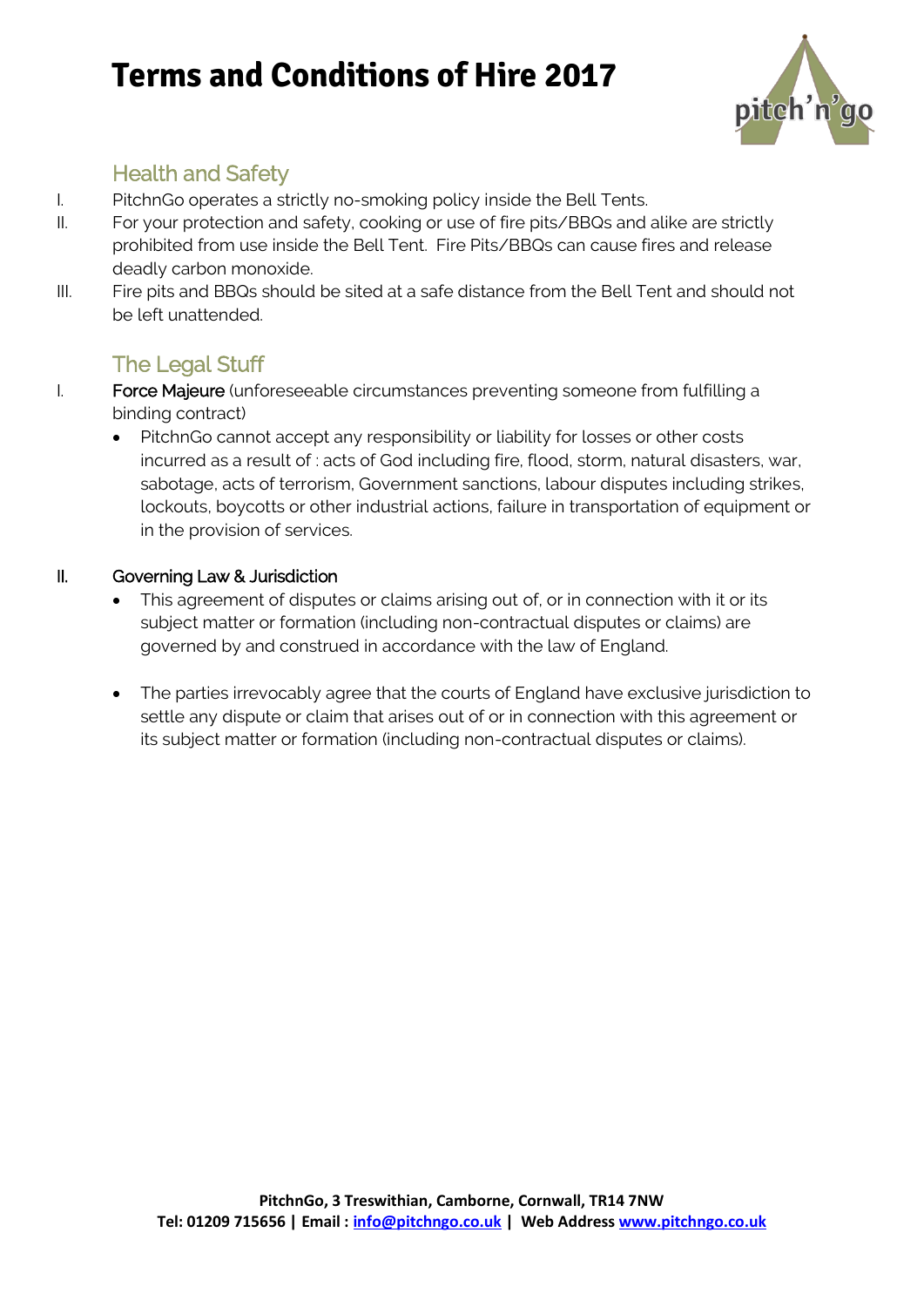# Terms and Conditions of Hire 2017

## Health and Safety

I. PitchnGo operates a strictly no-smoking policy inside the Bell Tents.

II. For your protection and safety, cooking or use of fire pits/BBQs and alike are strictly prohibited from use inside the Bell Tent. Fire Pits/BBQs can cause fires and release deadly carbon monoxide.

III. Fire pits and BBQs should be sited at a safe distance from the Bell Tent and should not be left unattended.

## The Legal Stuff

I. **Force Majeure** (unforeseeable circumstances preventing someone from fulfilling a binding contract)

- PitchnGo cannot accept any responsibility or liability for losses or other costs incurred as a result of : acts of God including fire, flood, storm, natural disasters, war, sabotage, acts of terrorism, Government sanctions, labour disputes including strikes, lockouts, boycotts or other industrial actions, failure in transportation of equipment or in the provision of services.

II. **Governing Law & Jurisdiction**

- This agreement of disputes or claims arising out of, or in connection with it or its subject matter or formation (including non-contractual disputes or claims) are governed by and construed in accordance with the law of England.

- The parties irrevocably agree that the courts of England have exclusive jurisdiction to settle any dispute or claim that arises out of or in connection with this agreement or its subject matter or formation (including non-contractual disputes or claims).

**PitchnGo, 3 Treswithian, Camborne, Cornwall, TR14 7NW**
**Tel: 01209 715656 | Email : info@pitchngo.co.uk | Web Address www.pitchngo.co.uk**